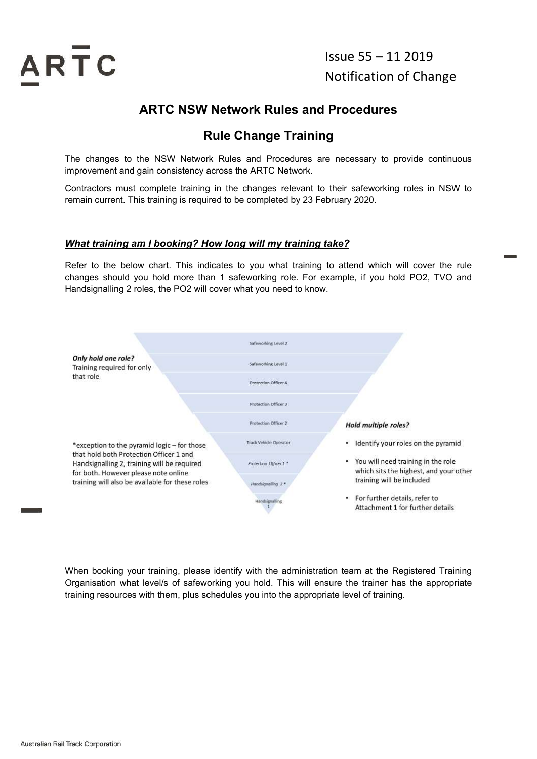Issue 55 – 11 2019
Notification of Change

# ARTC NSW Network Rules and Procedures

## Rule Change Training

The changes to the NSW Network Rules and Procedures are necessary to provide continuous improvement and gain consistency across the ARTC Network.

Contractors must complete training in the changes relevant to their safeworking roles in NSW to remain current. This training is required to be completed by 23 February 2020.

### ***What training am I booking? How long will my training take?***

Refer to the below chart. This indicates to you what training to attend which will cover the rule changes should you hold more than 1 safeworking role. For example, if you hold PO2, TVO and Handsignalling 2 roles, the PO2 will cover what you need to know.

**Only hold one role?**
Training required for only that role

- Safeworking Level 2
- Safeworking Level 1
- Protection Officer 4
- Protection Officer 3
- Protection Officer 2
- Track Vehicle Operator
- *Protection Officer 1 **
- *Handsignalling 2 **
- Handsignalling 1

*exception to the pyramid logic – for those that hold both Protection Officer 1 and Handsignalling 2, training will be required for both. However please note online training will also be available for these roles

**Hold multiple roles?**

- Identify your roles on the pyramid
- You will need training in the role which sits the highest, and your other training will be included
- For further details, refer to Attachment 1 for further details

When booking your training, please identify with the administration team at the Registered Training Organisation what level/s of safeworking you hold. This will ensure the trainer has the appropriate training resources with them, plus schedules you into the appropriate level of training.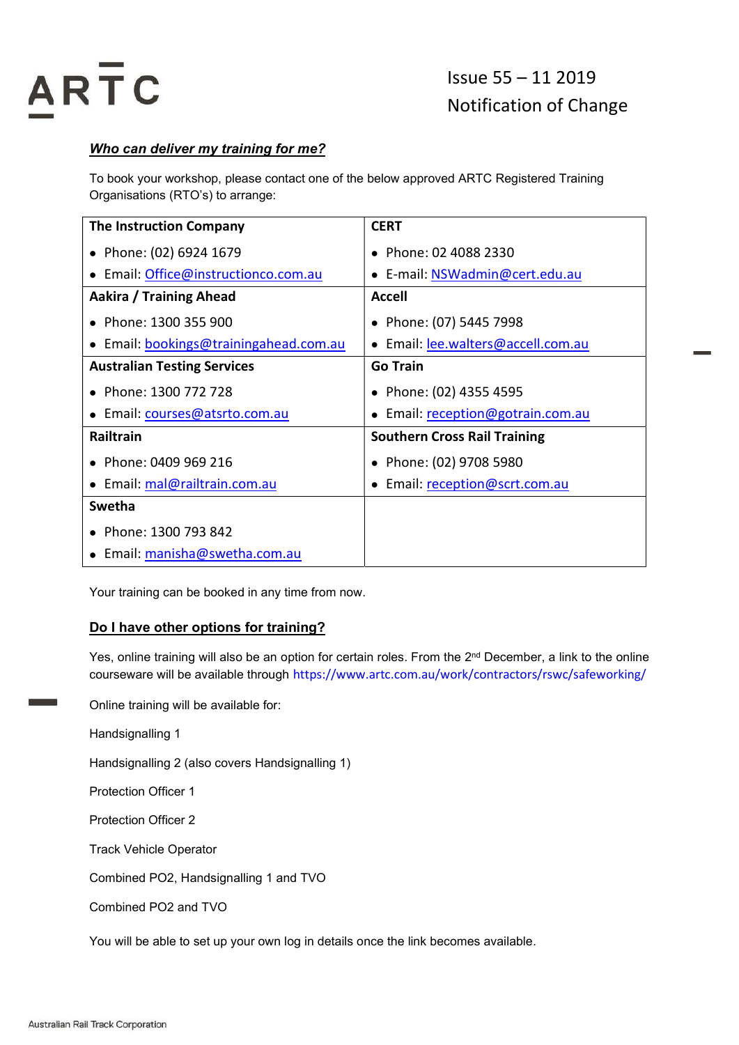### ***Who can deliver my training for me?***

To book your workshop, please contact one of the below approved ARTC Registered Training Organisations (RTO's) to arrange:

| | |
|---|---|
| **The Instruction Company**<br>• Phone: (02) 6924 1679<br>• Email: Office@instructionco.com.au | **CERT**<br>• Phone: 02 4088 2330<br>• E-mail: NSWadmin@cert.edu.au |
| **Aakira / Training Ahead**<br>• Phone: 1300 355 900<br>• Email: bookings@trainingahead.com.au | **Accell**<br>• Phone: (07) 5445 7998<br>• Email: lee.walters@accell.com.au |
| **Australian Testing Services**<br>• Phone: 1300 772 728<br>• Email: courses@atsrto.com.au | **Go Train**<br>• Phone: (02) 4355 4595<br>• Email: reception@gotrain.com.au |
| **Railtrain**<br>• Phone: 0409 969 216<br>• Email: mal@railtrain.com.au | **Southern Cross Rail Training**<br>• Phone: (02) 9708 5980<br>• Email: reception@scrt.com.au |
| **Swetha**<br>• Phone: 1300 793 842<br>• Email: manisha@swetha.com.au | |

Your training can be booked in any time from now.

### **Do I have other options for training?**

Yes, online training will also be an option for certain roles. From the 2nd December, a link to the online courseware will be available through https://www.artc.com.au/work/contractors/rswc/safeworking/

Online training will be available for:

Handsignalling 1

Handsignalling 2 (also covers Handsignalling 1)

Protection Officer 1

Protection Officer 2

Track Vehicle Operator

Combined PO2, Handsignalling 1 and TVO

Combined PO2 and TVO

You will be able to set up your own log in details once the link becomes available.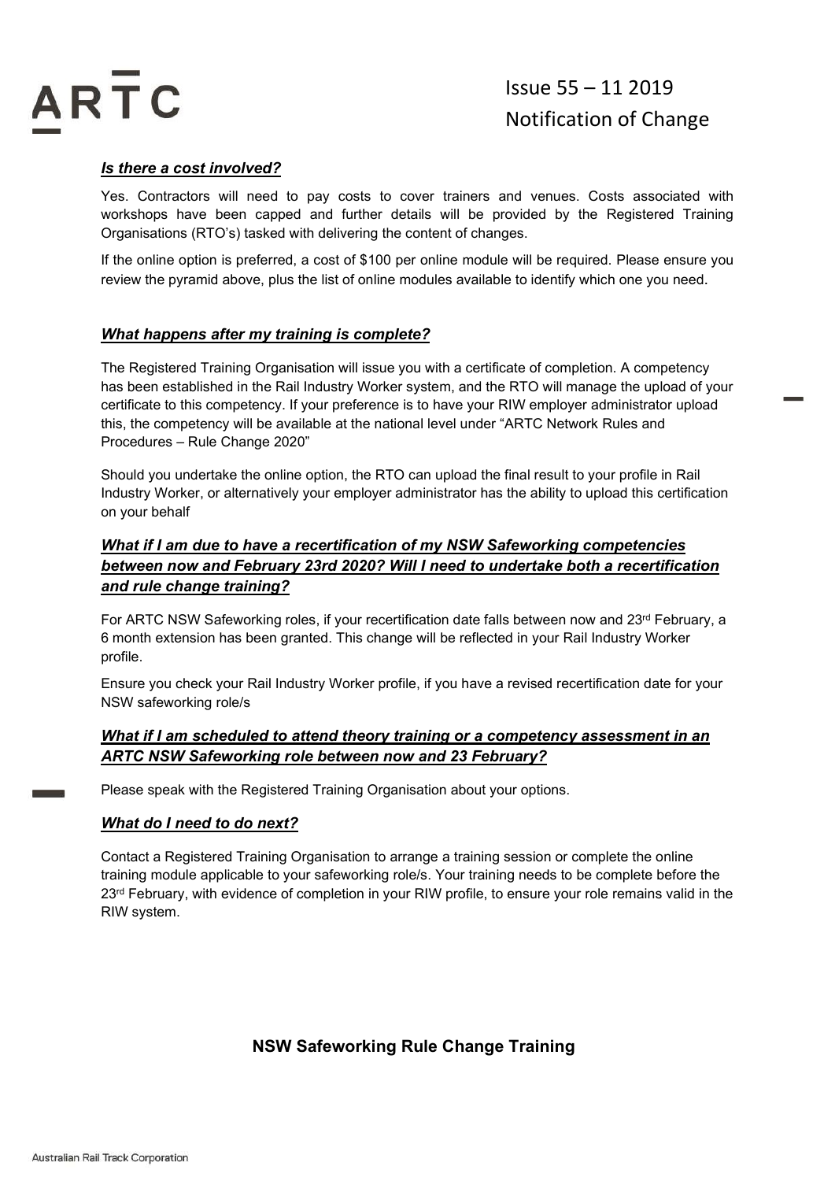### ***Is there a cost involved?***

Yes. Contractors will need to pay costs to cover trainers and venues. Costs associated with workshops have been capped and further details will be provided by the Registered Training Organisations (RTO's) tasked with delivering the content of changes.

If the online option is preferred, a cost of $100 per online module will be required. Please ensure you review the pyramid above, plus the list of online modules available to identify which one you need.

### ***What happens after my training is complete?***

The Registered Training Organisation will issue you with a certificate of completion. A competency has been established in the Rail Industry Worker system, and the RTO will manage the upload of your certificate to this competency. If your preference is to have your RIW employer administrator upload this, the competency will be available at the national level under "ARTC Network Rules and Procedures – Rule Change 2020"

Should you undertake the online option, the RTO can upload the final result to your profile in Rail Industry Worker, or alternatively your employer administrator has the ability to upload this certification on your behalf

### ***What if I am due to have a recertification of my NSW Safeworking competencies between now and February 23rd 2020? Will I need to undertake both a recertification and rule change training?***

For ARTC NSW Safeworking roles, if your recertification date falls between now and 23rd February, a 6 month extension has been granted. This change will be reflected in your Rail Industry Worker profile.

Ensure you check your Rail Industry Worker profile, if you have a revised recertification date for your NSW safeworking role/s

### ***What if I am scheduled to attend theory training or a competency assessment in an ARTC NSW Safeworking role between now and 23 February?***

Please speak with the Registered Training Organisation about your options.

### ***What do I need to do next?***

Contact a Registered Training Organisation to arrange a training session or complete the online training module applicable to your safeworking role/s. Your training needs to be complete before the 23rd February, with evidence of completion in your RIW profile, to ensure your role remains valid in the RIW system.

## **NSW Safeworking Rule Change Training**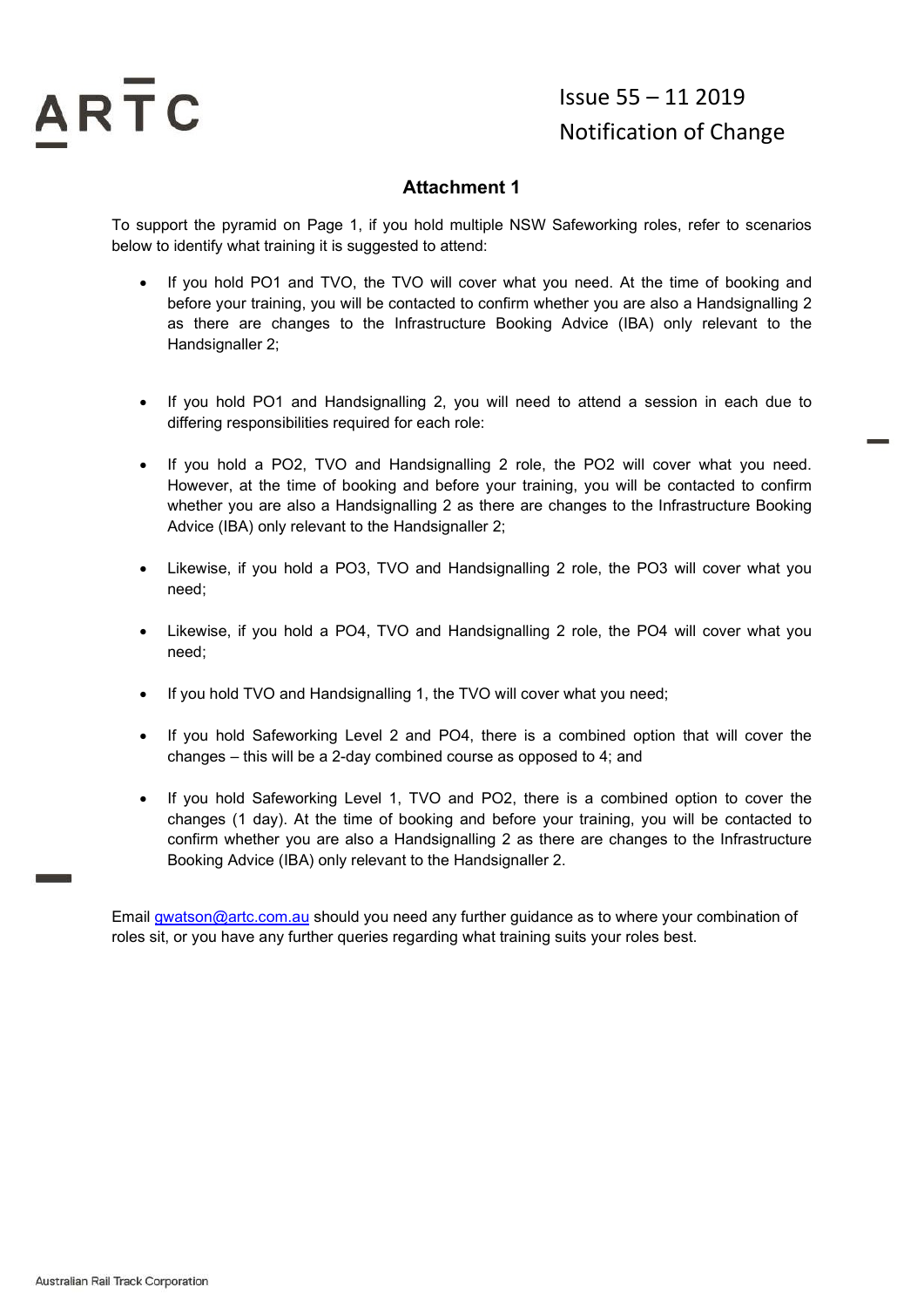## Attachment 1

To support the pyramid on Page 1, if you hold multiple NSW Safeworking roles, refer to scenarios below to identify what training it is suggested to attend:

- If you hold PO1 and TVO, the TVO will cover what you need. At the time of booking and before your training, you will be contacted to confirm whether you are also a Handsignalling 2 as there are changes to the Infrastructure Booking Advice (IBA) only relevant to the Handsignaller 2;
- If you hold PO1 and Handsignalling 2, you will need to attend a session in each due to differing responsibilities required for each role:
- If you hold a PO2, TVO and Handsignalling 2 role, the PO2 will cover what you need. However, at the time of booking and before your training, you will be contacted to confirm whether you are also a Handsignalling 2 as there are changes to the Infrastructure Booking Advice (IBA) only relevant to the Handsignaller 2;
- Likewise, if you hold a PO3, TVO and Handsignalling 2 role, the PO3 will cover what you need;
- Likewise, if you hold a PO4, TVO and Handsignalling 2 role, the PO4 will cover what you need;
- If you hold TVO and Handsignalling 1, the TVO will cover what you need;
- If you hold Safeworking Level 2 and PO4, there is a combined option that will cover the changes – this will be a 2-day combined course as opposed to 4; and
- If you hold Safeworking Level 1, TVO and PO2, there is a combined option to cover the changes (1 day). At the time of booking and before your training, you will be contacted to confirm whether you are also a Handsignalling 2 as there are changes to the Infrastructure Booking Advice (IBA) only relevant to the Handsignaller 2.

Email gwatson@artc.com.au should you need any further guidance as to where your combination of roles sit, or you have any further queries regarding what training suits your roles best.